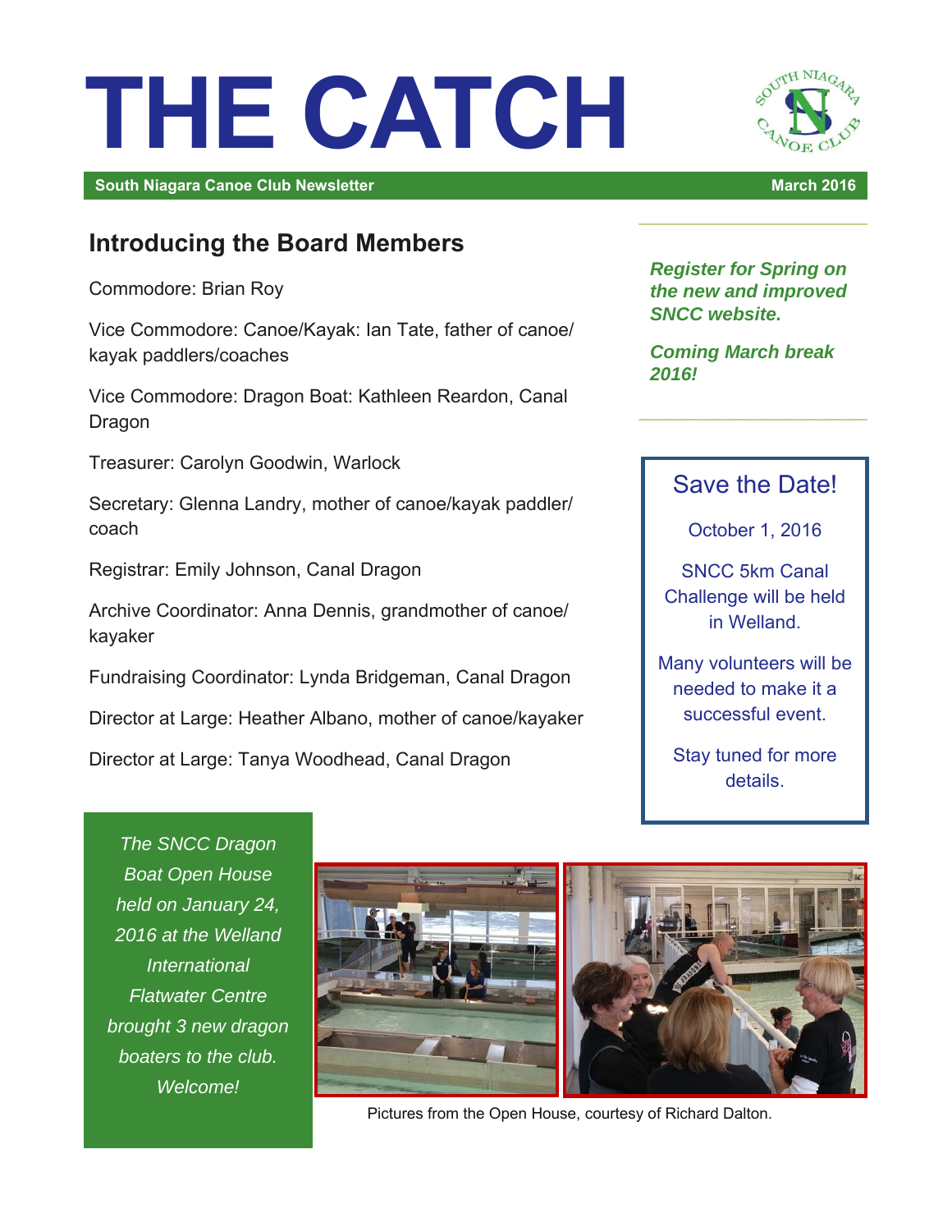# THE CATCH

**South Niagara Canoe Club Newsletter** | **March 2016**

## Introducing the Board Members

Commodore: Brian Roy

Vice Commodore: Canoe/Kayak: Ian Tate, father of canoe/kayak paddlers/coaches

Vice Commodore: Dragon Boat: Kathleen Reardon, Canal Dragon

Treasurer: Carolyn Goodwin, Warlock

Secretary: Glenna Landry, mother of canoe/kayak paddler/coach

Registrar: Emily Johnson, Canal Dragon

Archive Coordinator: Anna Dennis, grandmother of canoe/kayaker

Fundraising Coordinator: Lynda Bridgeman, Canal Dragon

Director at Large: Heather Albano, mother of canoe/kayaker

Director at Large: Tanya Woodhead, Canal Dragon

***Register for Spring on the new and improved SNCC website.***

***Coming March break 2016!***

### Save the Date!

October 1, 2016

SNCC 5km Canal Challenge will be held in Welland.

Many volunteers will be needed to make it a successful event.

Stay tuned for more details.

*The SNCC Dragon Boat Open House held on January 24, 2016 at the Welland International Flatwater Centre brought 3 new dragon boaters to the club. Welcome!*

Pictures from the Open House, courtesy of Richard Dalton.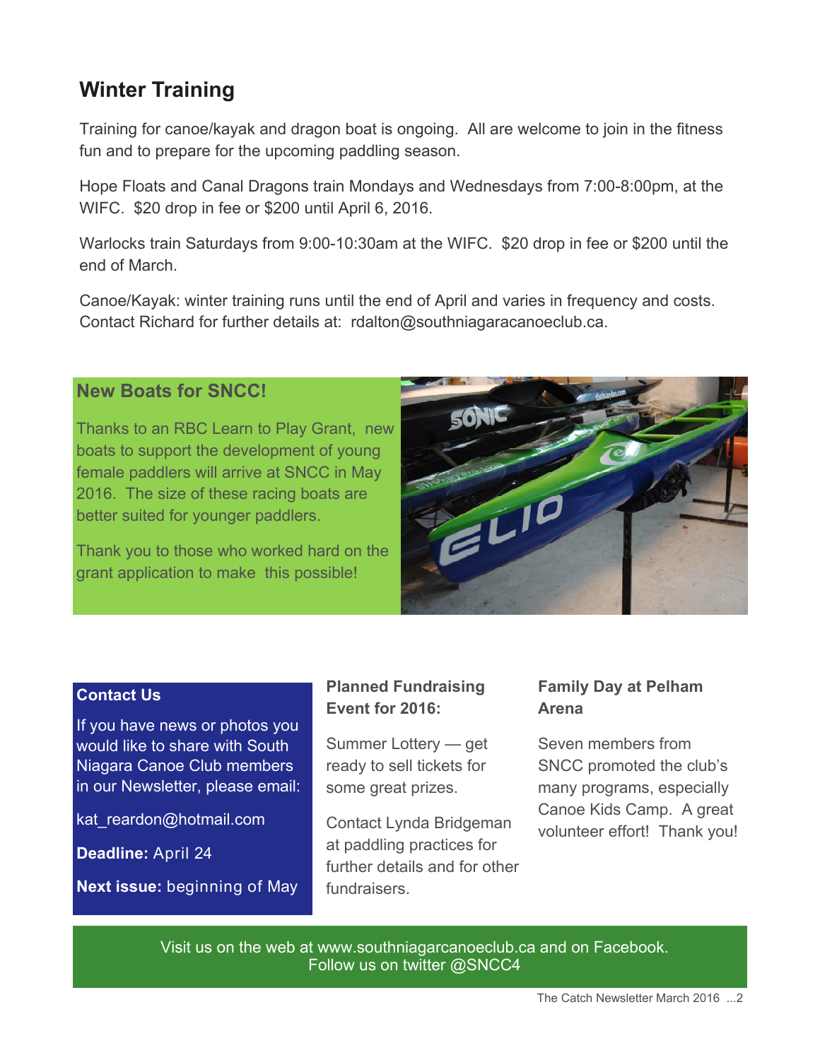## Winter Training

Training for canoe/kayak and dragon boat is ongoing. All are welcome to join in the fitness fun and to prepare for the upcoming paddling season.

Hope Floats and Canal Dragons train Mondays and Wednesdays from 7:00-8:00pm, at the WIFC. $20 drop in fee or $200 until April 6, 2016.

Warlocks train Saturdays from 9:00-10:30am at the WIFC. $20 drop in fee or $200 until the end of March.

Canoe/Kayak: winter training runs until the end of April and varies in frequency and costs. Contact Richard for further details at: rdalton@southniagaracanoeclub.ca.

### New Boats for SNCC!

Thanks to an RBC Learn to Play Grant, new boats to support the development of young female paddlers will arrive at SNCC in May 2016. The size of these racing boats are better suited for younger paddlers.

Thank you to those who worked hard on the grant application to make this possible!

### Contact Us

If you have news or photos you would like to share with South Niagara Canoe Club members in our Newsletter, please email:

kat_reardon@hotmail.com

**Deadline:** April 24

**Next issue:** beginning of May

### Planned Fundraising Event for 2016:

Summer Lottery — get ready to sell tickets for some great prizes.

Contact Lynda Bridgeman at paddling practices for further details and for other fundraisers.

### Family Day at Pelham Arena

Seven members from SNCC promoted the club's many programs, especially Canoe Kids Camp. A great volunteer effort! Thank you!

Visit us on the web at www.southniagarcanoeclub.ca and on Facebook.
Follow us on twitter @SNCC4